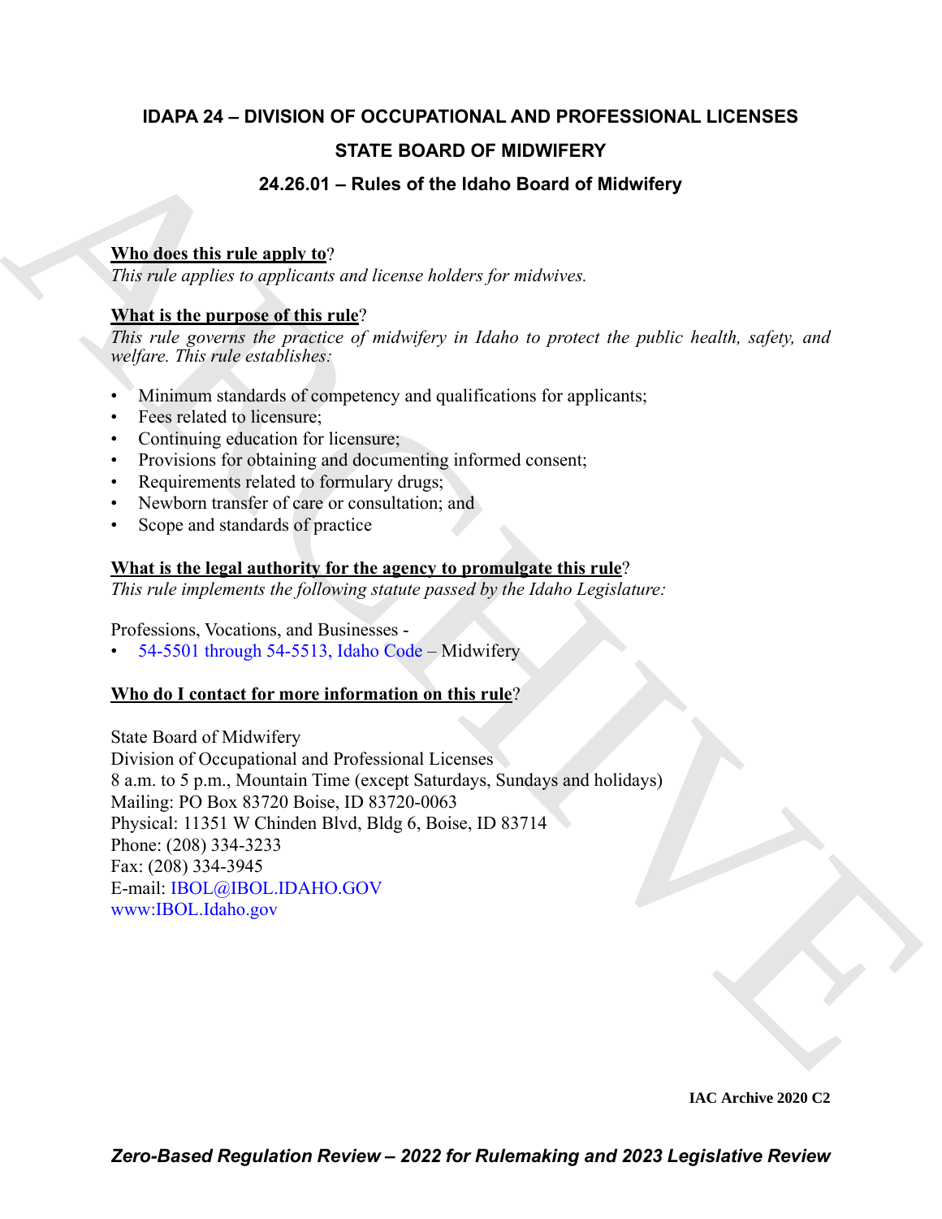# IDAPA 24 – DIVISION OF OCCUPATIONAL AND PROFESSIONAL LICENSES

## STATE BOARD OF MIDWIFERY

## 24.26.01 – Rules of the Idaho Board of Midwifery

**Who does this rule apply to**?

*This rule applies to applicants and license holders for midwives.*

**What is the purpose of this rule**?

*This rule governs the practice of midwifery in Idaho to protect the public health, safety, and welfare. This rule establishes:*

- Minimum standards of competency and qualifications for applicants;
- Fees related to licensure;
- Continuing education for licensure;
- Provisions for obtaining and documenting informed consent;
- Requirements related to formulary drugs;
- Newborn transfer of care or consultation; and
- Scope and standards of practice

**What is the legal authority for the agency to promulgate this rule**?

*This rule implements the following statute passed by the Idaho Legislature:*

Professions, Vocations, and Businesses -

- 54-5501 through 54-5513, Idaho Code – Midwifery

**Who do I contact for more information on this rule**?

State Board of Midwifery
Division of Occupational and Professional Licenses
8 a.m. to 5 p.m., Mountain Time (except Saturdays, Sundays and holidays)
Mailing: PO Box 83720 Boise, ID 83720-0063
Physical: 11351 W Chinden Blvd, Bldg 6, Boise, ID 83714
Phone: (208) 334-3233
Fax: (208) 334-3945
E-mail: IBOL@IBOL.IDAHO.GOV
www:IBOL.Idaho.gov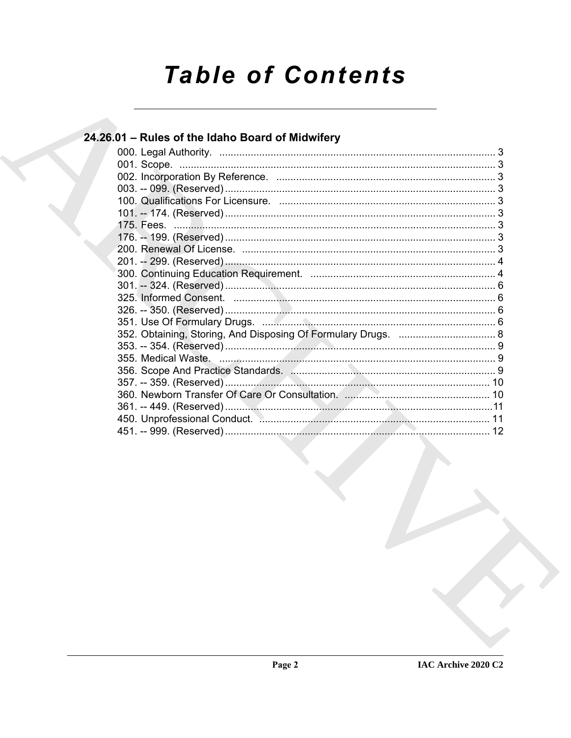# Table of Contents

## 24.26.01 – Rules of the Idaho Board of Midwifery

000. Legal Authority. ..... 3
001. Scope. ..... 3
002. Incorporation By Reference. ..... 3
003. -- 099. (Reserved) ..... 3
100. Qualifications For Licensure. ..... 3
101. -- 174. (Reserved) ..... 3
175. Fees. ..... 3
176. -- 199. (Reserved) ..... 3
200. Renewal Of License. ..... 3
201. -- 299. (Reserved) ..... 4
300. Continuing Education Requirement. ..... 4
301. -- 324. (Reserved) ..... 6
325. Informed Consent. ..... 6
326. -- 350. (Reserved) ..... 6
351. Use Of Formulary Drugs. ..... 6
352. Obtaining, Storing, And Disposing Of Formulary Drugs. ..... 8
353. -- 354. (Reserved) ..... 9
355. Medical Waste. ..... 9
356. Scope And Practice Standards. ..... 9
357. -- 359. (Reserved) ..... 10
360. Newborn Transfer Of Care Or Consultation. ..... 10
361. -- 449. (Reserved) ..... 11
450. Unprofessional Conduct. ..... 11
451. -- 999. (Reserved) ..... 12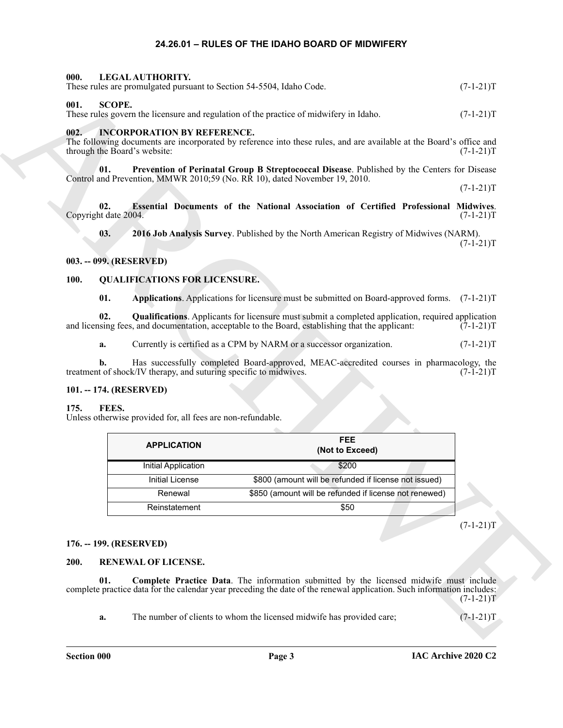# 24.26.01 – RULES OF THE IDAHO BOARD OF MIDWIFERY

**000. LEGAL AUTHORITY.**
These rules are promulgated pursuant to Section 54-5504, Idaho Code. (7-1-21)T

**001. SCOPE.**
These rules govern the licensure and regulation of the practice of midwifery in Idaho. (7-1-21)T

**002. INCORPORATION BY REFERENCE.**
The following documents are incorporated by reference into these rules, and are available at the Board's office and through the Board's website: (7-1-21)T

**01. Prevention of Perinatal Group B Streptococcal Disease**. Published by the Centers for Disease Control and Prevention, MMWR 2010;59 (No. RR 10), dated November 19, 2010. (7-1-21)T

**02. Essential Documents of the National Association of Certified Professional Midwives**. Copyright date 2004. (7-1-21)T

**03. 2016 Job Analysis Survey**. Published by the North American Registry of Midwives (NARM). (7-1-21)T

**003. -- 099. (RESERVED)**

**100. QUALIFICATIONS FOR LICENSURE.**

**01. Applications**. Applications for licensure must be submitted on Board-approved forms. (7-1-21)T

**02. Qualifications**. Applicants for licensure must submit a completed application, required application and licensing fees, and documentation, acceptable to the Board, establishing that the applicant: (7-1-21)T

**a.** Currently is certified as a CPM by NARM or a successor organization. (7-1-21)T

**b.** Has successfully completed Board-approved, MEAC-accredited courses in pharmacology, the treatment of shock/IV therapy, and suturing specific to midwives. (7-1-21)T

**101. -- 174. (RESERVED)**

**175. FEES.**
Unless otherwise provided for, all fees are non-refundable.

| APPLICATION | FEE (Not to Exceed) |
|---|---|
| Initial Application | $200 |
| Initial License | $800 (amount will be refunded if license not issued) |
| Renewal | $850 (amount will be refunded if license not renewed) |
| Reinstatement | $50 |

(7-1-21)T

**176. -- 199. (RESERVED)**

**200. RENEWAL OF LICENSE.**

**01. Complete Practice Data**. The information submitted by the licensed midwife must include complete practice data for the calendar year preceding the date of the renewal application. Such information includes: (7-1-21)T

**a.** The number of clients to whom the licensed midwife has provided care; (7-1-21)T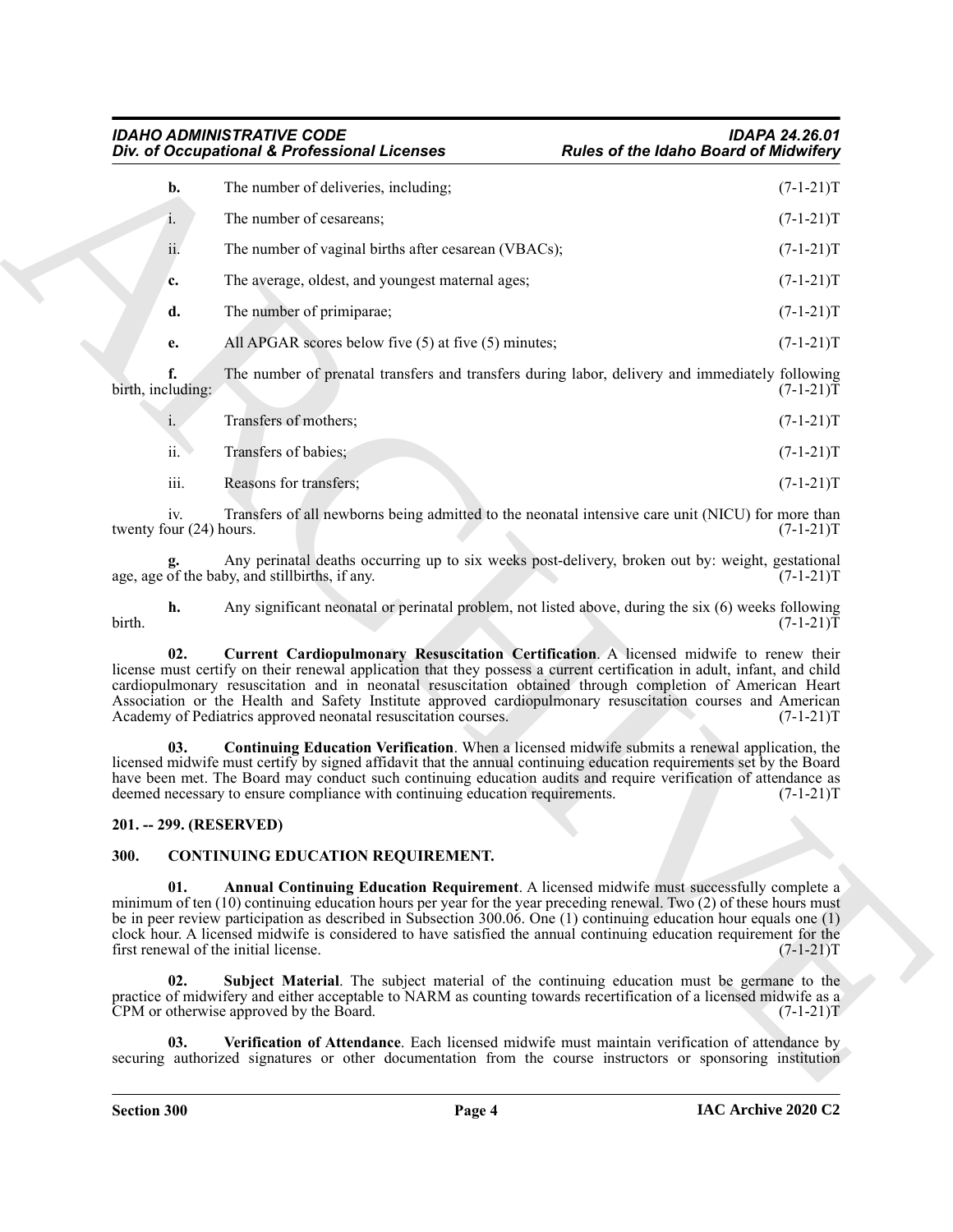**b.** The number of deliveries, including; (7-1-21)T

i. The number of cesareans; (7-1-21)T

ii. The number of vaginal births after cesarean (VBACs); (7-1-21)T

**c.** The average, oldest, and youngest maternal ages; (7-1-21)T

**d.** The number of primiparae; (7-1-21)T

**e.** All APGAR scores below five (5) at five (5) minutes; (7-1-21)T

**f.** The number of prenatal transfers and transfers during labor, delivery and immediately following birth, including: (7-1-21)T

i. Transfers of mothers; (7-1-21)T

ii. Transfers of babies; (7-1-21)T

iii. Reasons for transfers; (7-1-21)T

iv. Transfers of all newborns being admitted to the neonatal intensive care unit (NICU) for more than twenty four (24) hours. (7-1-21)T

**g.** Any perinatal deaths occurring up to six weeks post-delivery, broken out by: weight, gestational age, age of the baby, and stillbirths, if any. (7-1-21)T

**h.** Any significant neonatal or perinatal problem, not listed above, during the six (6) weeks following birth. (7-1-21)T

**02. Current Cardiopulmonary Resuscitation Certification**. A licensed midwife to renew their license must certify on their renewal application that they possess a current certification in adult, infant, and child cardiopulmonary resuscitation and in neonatal resuscitation obtained through completion of American Heart Association or the Health and Safety Institute approved cardiopulmonary resuscitation courses and American Academy of Pediatrics approved neonatal resuscitation courses. (7-1-21)T

**03. Continuing Education Verification**. When a licensed midwife submits a renewal application, the licensed midwife must certify by signed affidavit that the annual continuing education requirements set by the Board have been met. The Board may conduct such continuing education audits and require verification of attendance as deemed necessary to ensure compliance with continuing education requirements. (7-1-21)T

## 201. -- 299. (RESERVED)

## 300. CONTINUING EDUCATION REQUIREMENT.

**01. Annual Continuing Education Requirement**. A licensed midwife must successfully complete a minimum of ten (10) continuing education hours per year for the year preceding renewal. Two (2) of these hours must be in peer review participation as described in Subsection 300.06. One (1) continuing education hour equals one (1) clock hour. A licensed midwife is considered to have satisfied the annual continuing education requirement for the first renewal of the initial license. (7-1-21)T

**02. Subject Material**. The subject material of the continuing education must be germane to the practice of midwifery and either acceptable to NARM as counting towards recertification of a licensed midwife as a CPM or otherwise approved by the Board. (7-1-21)T

**03. Verification of Attendance**. Each licensed midwife must maintain verification of attendance by securing authorized signatures or other documentation from the course instructors or sponsoring institution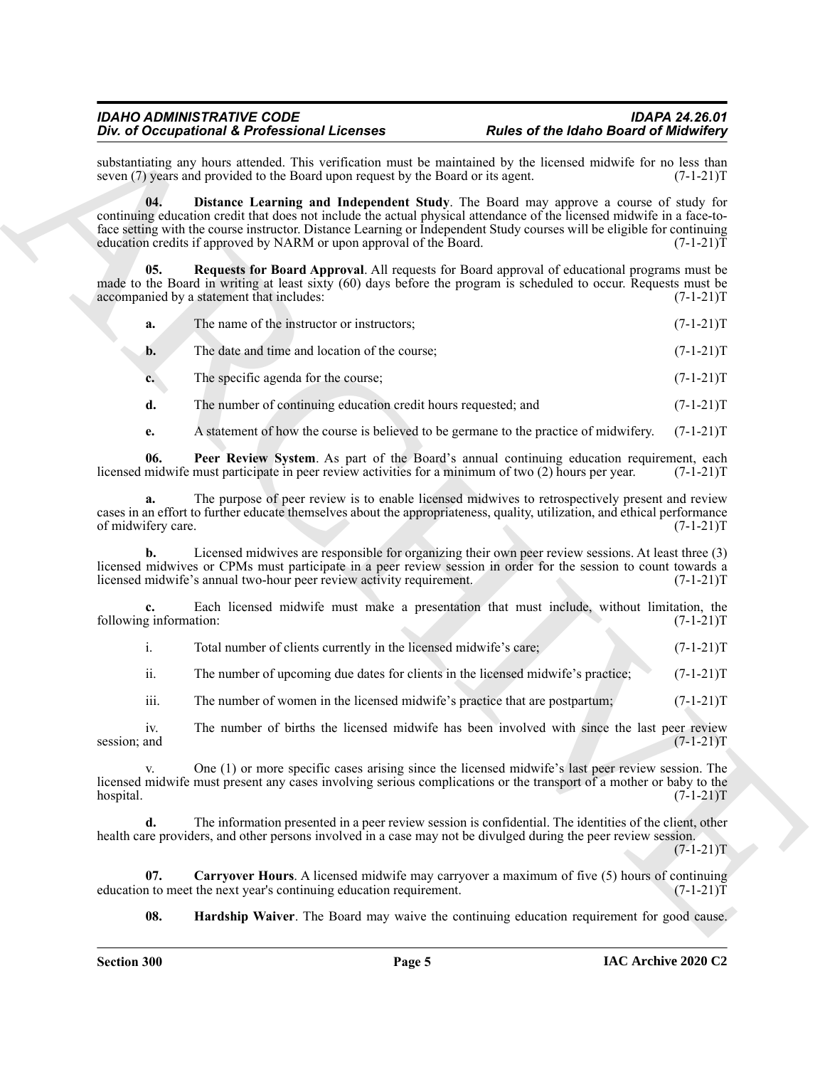substantiating any hours attended. This verification must be maintained by the licensed midwife for no less than seven (7) years and provided to the Board upon request by the Board or its agent. (7-1-21)T

**04. Distance Learning and Independent Study**. The Board may approve a course of study for continuing education credit that does not include the actual physical attendance of the licensed midwife in a face-to-face setting with the course instructor. Distance Learning or Independent Study courses will be eligible for continuing education credits if approved by NARM or upon approval of the Board. (7-1-21)T

**05. Requests for Board Approval**. All requests for Board approval of educational programs must be made to the Board in writing at least sixty (60) days before the program is scheduled to occur. Requests must be accompanied by a statement that includes: (7-1-21)T

**a.** The name of the instructor or instructors; (7-1-21)T

**b.** The date and time and location of the course; (7-1-21)T

**c.** The specific agenda for the course; (7-1-21)T

**d.** The number of continuing education credit hours requested; and (7-1-21)T

**e.** A statement of how the course is believed to be germane to the practice of midwifery. (7-1-21)T

**06. Peer Review System**. As part of the Board's annual continuing education requirement, each licensed midwife must participate in peer review activities for a minimum of two (2) hours per year. (7-1-21)T

**a.** The purpose of peer review is to enable licensed midwives to retrospectively present and review cases in an effort to further educate themselves about the appropriateness, quality, utilization, and ethical performance of midwifery care. (7-1-21)T

**b.** Licensed midwives are responsible for organizing their own peer review sessions. At least three (3) licensed midwives or CPMs must participate in a peer review session in order for the session to count towards a licensed midwife's annual two-hour peer review activity requirement. (7-1-21)T

**c.** Each licensed midwife must make a presentation that must include, without limitation, the following information: (7-1-21)T

i. Total number of clients currently in the licensed midwife's care; (7-1-21)T

ii. The number of upcoming due dates for clients in the licensed midwife's practice; (7-1-21)T

iii. The number of women in the licensed midwife's practice that are postpartum; (7-1-21)T

iv. The number of births the licensed midwife has been involved with since the last peer review session; and (7-1-21)T

v. One (1) or more specific cases arising since the licensed midwife's last peer review session. The licensed midwife must present any cases involving serious complications or the transport of a mother or baby to the hospital. (7-1-21)T

**d.** The information presented in a peer review session is confidential. The identities of the client, other health care providers, and other persons involved in a case may not be divulged during the peer review session. (7-1-21)T

**07. Carryover Hours**. A licensed midwife may carryover a maximum of five (5) hours of continuing education to meet the next year's continuing education requirement. (7-1-21)T

**08. Hardship Waiver**. The Board may waive the continuing education requirement for good cause.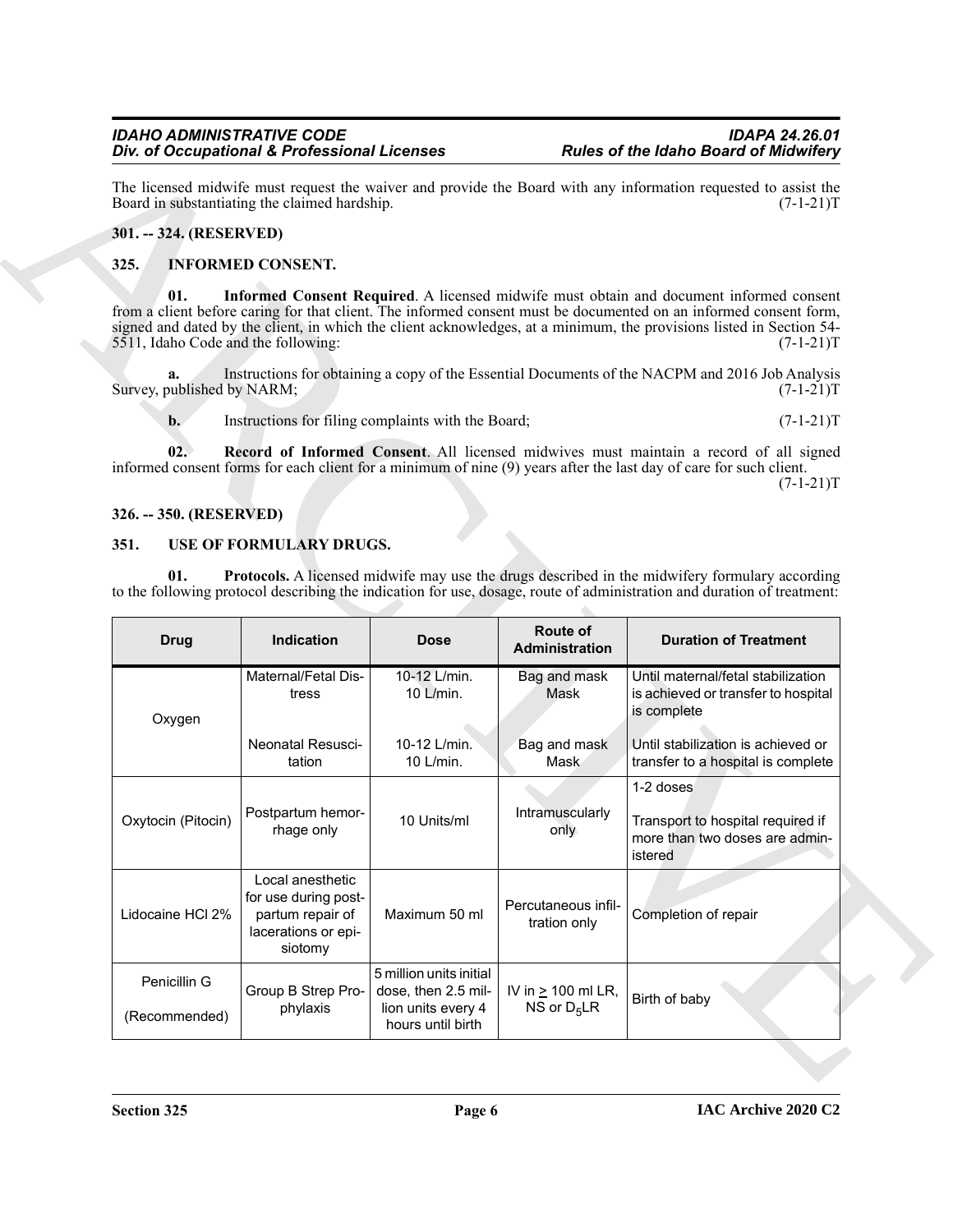The licensed midwife must request the waiver and provide the Board with any information requested to assist the Board in substantiating the claimed hardship. (7-1-21)T

**301. -- 324. (RESERVED)**

**325. INFORMED CONSENT.**

**01. Informed Consent Required**. A licensed midwife must obtain and document informed consent from a client before caring for that client. The informed consent must be documented on an informed consent form, signed and dated by the client, in which the client acknowledges, at a minimum, the provisions listed in Section 54-5511, Idaho Code and the following: (7-1-21)T

**a.** Instructions for obtaining a copy of the Essential Documents of the NACPM and 2016 Job Analysis Survey, published by NARM; (7-1-21)T

**b.** Instructions for filing complaints with the Board; (7-1-21)T

**02. Record of Informed Consent**. All licensed midwives must maintain a record of all signed informed consent forms for each client for a minimum of nine (9) years after the last day of care for such client. (7-1-21)T

**326. -- 350. (RESERVED)**

**351. USE OF FORMULARY DRUGS.**

**01. Protocols.** A licensed midwife may use the drugs described in the midwifery formulary according to the following protocol describing the indication for use, dosage, route of administration and duration of treatment:

| Drug | Indication | Dose | Route of Administration | Duration of Treatment |
|---|---|---|---|---|
| Oxygen | Maternal/Fetal Distress | 10-12 L/min. 10 L/min. | Bag and mask Mask | Until maternal/fetal stabilization is achieved or transfer to hospital is complete |
| | Neonatal Resuscitation | 10-12 L/min. 10 L/min. | Bag and mask Mask | Until stabilization is achieved or transfer to a hospital is complete |
| Oxytocin (Pitocin) | Postpartum hemorrhage only | 10 Units/ml | Intramuscularly only | 1-2 doses<br>Transport to hospital required if more than two doses are administered |
| Lidocaine HCl 2% | Local anesthetic for use during postpartum repair of lacerations or episiotomy | Maximum 50 ml | Percutaneous infiltration only | Completion of repair |
| Penicillin G<br>(Recommended) | Group B Strep Prophylaxis | 5 million units initial dose, then 2.5 million units every 4 hours until birth | IV in $\geq$ 100 ml LR, NS or $D_5LR$ | Birth of baby |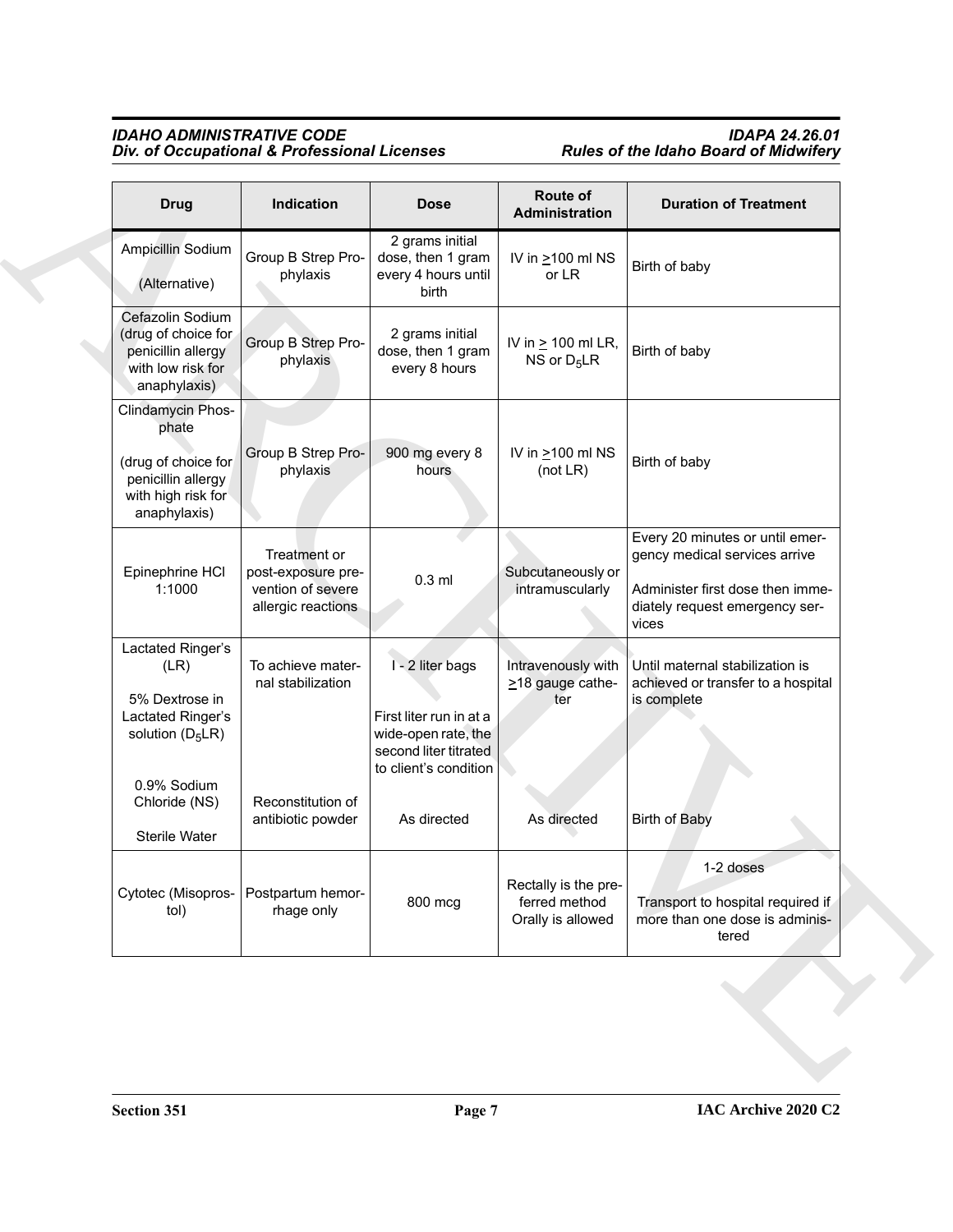| Drug | Indication | Dose | Route of Administration | Duration of Treatment |
|---|---|---|---|---|
| Ampicillin Sodium (Alternative) | Group B Strep Prophylaxis | 2 grams initial dose, then 1 gram every 4 hours until birth | IV in >100 ml NS or LR | Birth of baby |
| Cefazolin Sodium (drug of choice for penicillin allergy with low risk for anaphylaxis) | Group B Strep Prophylaxis | 2 grams initial dose, then 1 gram every 8 hours | IV in > 100 ml LR, NS or $D_5$LR | Birth of baby |
| Clindamycin Phosphate (drug of choice for penicillin allergy with high risk for anaphylaxis) | Group B Strep Prophylaxis | 900 mg every 8 hours | IV in >100 ml NS (not LR) | Birth of baby |
| Epinephrine HCl 1:1000 | Treatment or post-exposure prevention of severe allergic reactions | 0.3 ml | Subcutaneously or intramuscularly | Every 20 minutes or until emergency medical services arrive<br><br>Administer first dose then immediately request emergency services |
| Lactated Ringer's (LR)<br><br>5% Dextrose in Lactated Ringer's solution ($D_5$LR) | To achieve maternal stabilization | I - 2 liter bags<br><br>First liter run in at a wide-open rate, the second liter titrated to client's condition | Intravenously with >18 gauge catheter | Until maternal stabilization is achieved or transfer to a hospital is complete |
| 0.9% Sodium Chloride (NS)<br><br>Sterile Water | Reconstitution of antibiotic powder | As directed | As directed | Birth of Baby |
| Cytotec (Misoprostol) | Postpartum hemorrhage only | 800 mcg | Rectally is the preferred method Orally is allowed | 1-2 doses<br><br>Transport to hospital required if more than one dose is administered |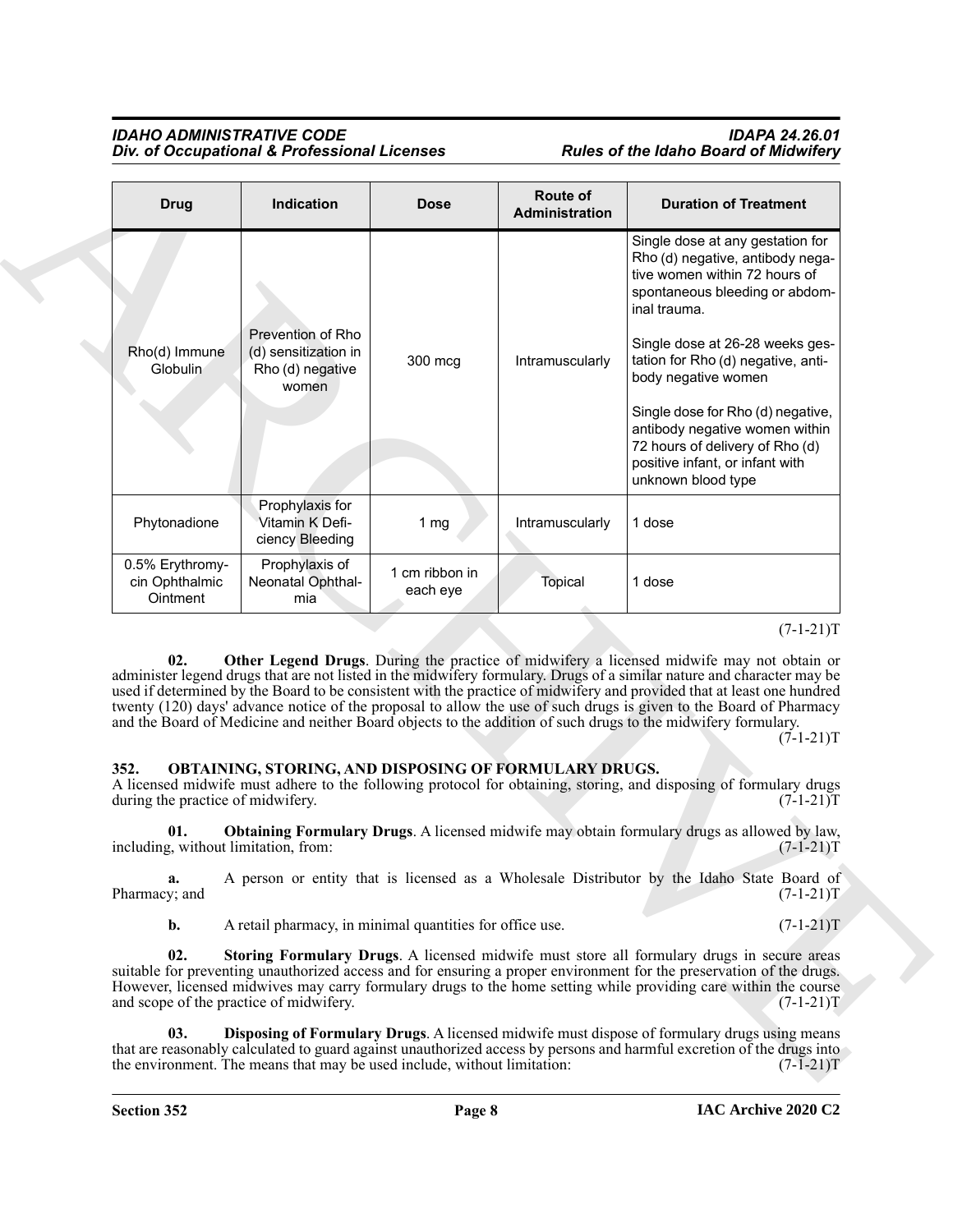| Drug | Indication | Dose | Route of Administration | Duration of Treatment |
|---|---|---|---|---|
| Rho(d) Immune Globulin | Prevention of Rho (d) sensitization in Rho (d) negative women | 300 mcg | Intramuscularly | Single dose at any gestation for Rho (d) negative, antibody negative women within 72 hours of spontaneous bleeding or abdominal trauma.<br><br>Single dose at 26-28 weeks gestation for Rho (d) negative, antibody negative women<br><br>Single dose for Rho (d) negative, antibody negative women within 72 hours of delivery of Rho (d) positive infant, or infant with unknown blood type |
| Phytonadione | Prophylaxis for Vitamin K Deficiency Bleeding | 1 mg | Intramuscularly | 1 dose |
| 0.5% Erythromycin Ophthalmic Ointment | Prophylaxis of Neonatal Ophthalmia | 1 cm ribbon in each eye | Topical | 1 dose |

(7-1-21)T

**02. Other Legend Drugs**. During the practice of midwifery a licensed midwife may not obtain or administer legend drugs that are not listed in the midwifery formulary. Drugs of a similar nature and character may be used if determined by the Board to be consistent with the practice of midwifery and provided that at least one hundred twenty (120) days' advance notice of the proposal to allow the use of such drugs is given to the Board of Pharmacy and the Board of Medicine and neither Board objects to the addition of such drugs to the midwifery formulary. (7-1-21)T

## 352. OBTAINING, STORING, AND DISPOSING OF FORMULARY DRUGS.

A licensed midwife must adhere to the following protocol for obtaining, storing, and disposing of formulary drugs during the practice of midwifery. (7-1-21)T

**01. Obtaining Formulary Drugs**. A licensed midwife may obtain formulary drugs as allowed by law, including, without limitation, from: (7-1-21)T

**a.** A person or entity that is licensed as a Wholesale Distributor by the Idaho State Board of Pharmacy; and (7-1-21)T

**b.** A retail pharmacy, in minimal quantities for office use. (7-1-21)T

**02. Storing Formulary Drugs**. A licensed midwife must store all formulary drugs in secure areas suitable for preventing unauthorized access and for ensuring a proper environment for the preservation of the drugs. However, licensed midwives may carry formulary drugs to the home setting while providing care within the course and scope of the practice of midwifery. (7-1-21)T

**03. Disposing of Formulary Drugs**. A licensed midwife must dispose of formulary drugs using means that are reasonably calculated to guard against unauthorized access by persons and harmful excretion of the drugs into the environment. The means that may be used include, without limitation: (7-1-21)T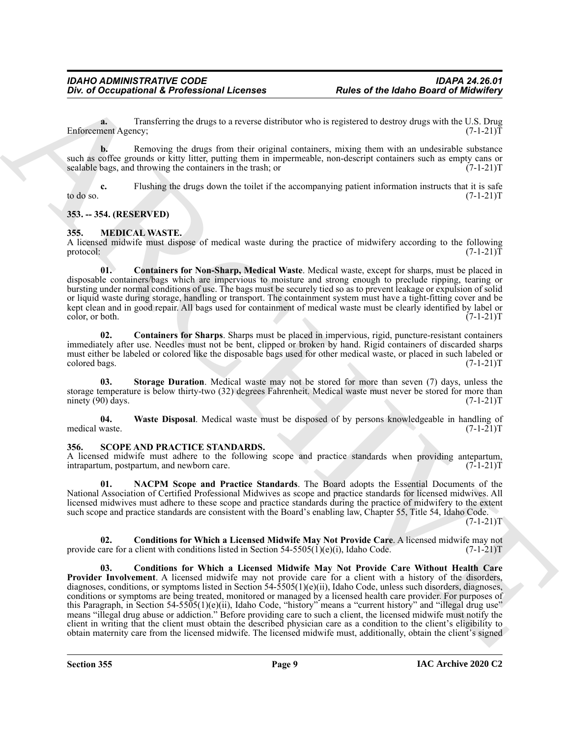**a.** Transferring the drugs to a reverse distributor who is registered to destroy drugs with the U.S. Drug Enforcement Agency; (7-1-21)T

**b.** Removing the drugs from their original containers, mixing them with an undesirable substance such as coffee grounds or kitty litter, putting them in impermeable, non-descript containers such as empty cans or sealable bags, and throwing the containers in the trash; or (7-1-21)T

**c.** Flushing the drugs down the toilet if the accompanying patient information instructs that it is safe to do so. (7-1-21)T

### 353. -- 354. (RESERVED)

### 355. MEDICAL WASTE.

A licensed midwife must dispose of medical waste during the practice of midwifery according to the following protocol: (7-1-21)T

**01. Containers for Non-Sharp, Medical Waste**. Medical waste, except for sharps, must be placed in disposable containers/bags which are impervious to moisture and strong enough to preclude ripping, tearing or bursting under normal conditions of use. The bags must be securely tied so as to prevent leakage or expulsion of solid or liquid waste during storage, handling or transport. The containment system must have a tight-fitting cover and be kept clean and in good repair. All bags used for containment of medical waste must be clearly identified by label or color, or both. (7-1-21)T

**02. Containers for Sharps**. Sharps must be placed in impervious, rigid, puncture-resistant containers immediately after use. Needles must not be bent, clipped or broken by hand. Rigid containers of discarded sharps must either be labeled or colored like the disposable bags used for other medical waste, or placed in such labeled or colored bags. (7-1-21)T

**03. Storage Duration**. Medical waste may not be stored for more than seven (7) days, unless the storage temperature is below thirty-two (32) degrees Fahrenheit. Medical waste must never be stored for more than ninety (90) days. (7-1-21)T

**04. Waste Disposal**. Medical waste must be disposed of by persons knowledgeable in handling of medical waste. (7-1-21)T

### 356. SCOPE AND PRACTICE STANDARDS.

A licensed midwife must adhere to the following scope and practice standards when providing antepartum, intrapartum, postpartum, and newborn care. (7-1-21)T

**01. NACPM Scope and Practice Standards**. The Board adopts the Essential Documents of the National Association of Certified Professional Midwives as scope and practice standards for licensed midwives. All licensed midwives must adhere to these scope and practice standards during the practice of midwifery to the extent such scope and practice standards are consistent with the Board's enabling law, Chapter 55, Title 54, Idaho Code. (7-1-21)T

**02. Conditions for Which a Licensed Midwife May Not Provide Care**. A licensed midwife may not provide care for a client with conditions listed in Section 54-5505(1)(e)(i), Idaho Code. (7-1-21)T

**03. Conditions for Which a Licensed Midwife May Not Provide Care Without Health Care Provider Involvement**. A licensed midwife may not provide care for a client with a history of the disorders, diagnoses, conditions, or symptoms listed in Section 54-5505(1)(e)(ii), Idaho Code, unless such disorders, diagnoses, conditions or symptoms are being treated, monitored or managed by a licensed health care provider. For purposes of this Paragraph, in Section 54-5505(1)(e)(ii), Idaho Code, "history" means a "current history" and "illegal drug use" means "illegal drug abuse or addiction." Before providing care to such a client, the licensed midwife must notify the client in writing that the client must obtain the described physician care as a condition to the client's eligibility to obtain maternity care from the licensed midwife. The licensed midwife must, additionally, obtain the client's signed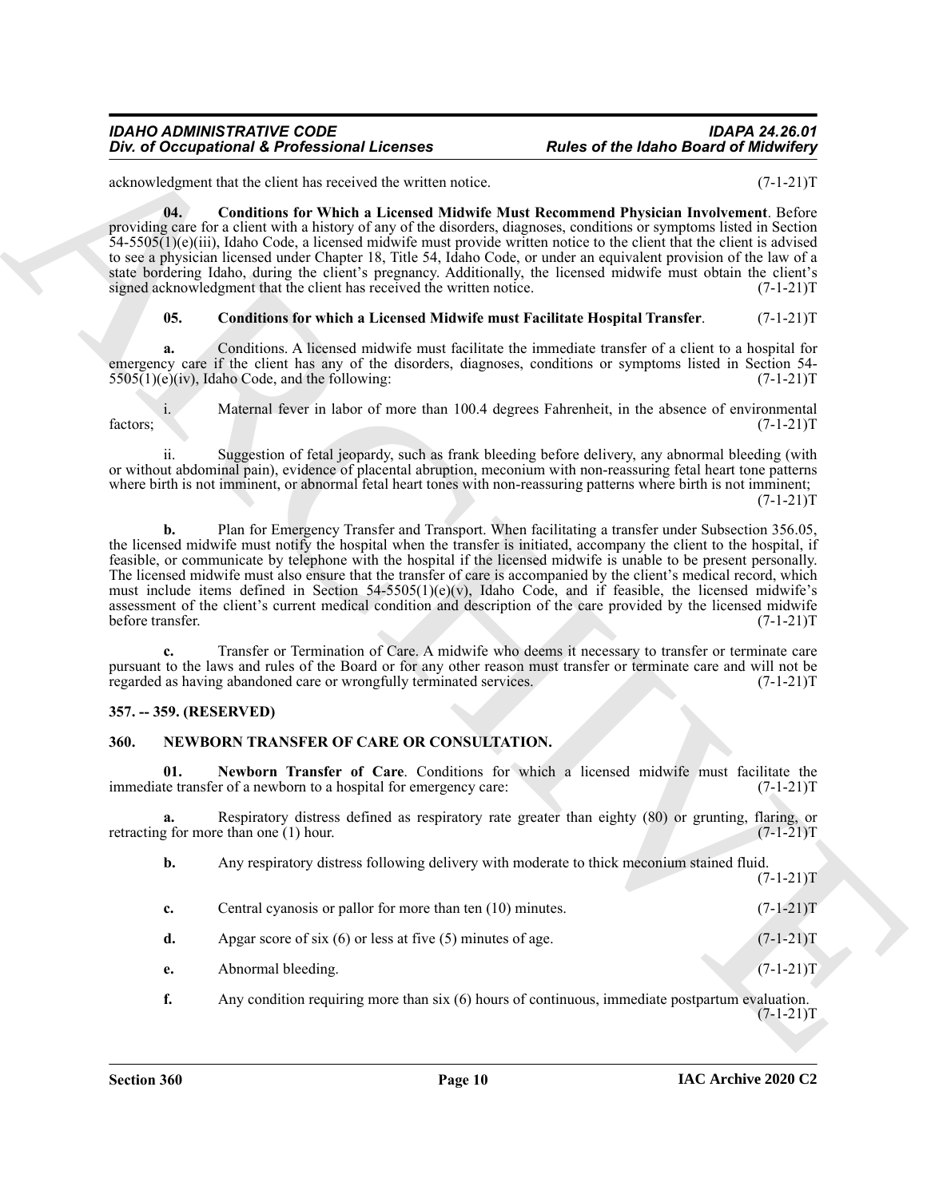acknowledgment that the client has received the written notice. (7-1-21)T

**04. Conditions for Which a Licensed Midwife Must Recommend Physician Involvement**. Before providing care for a client with a history of any of the disorders, diagnoses, conditions or symptoms listed in Section 54-5505(1)(e)(iii), Idaho Code, a licensed midwife must provide written notice to the client that the client is advised to see a physician licensed under Chapter 18, Title 54, Idaho Code, or under an equivalent provision of the law of a state bordering Idaho, during the client's pregnancy. Additionally, the licensed midwife must obtain the client's signed acknowledgment that the client has received the written notice. (7-1-21)T

**05. Conditions for which a Licensed Midwife must Facilitate Hospital Transfer**. (7-1-21)T

**a.** Conditions. A licensed midwife must facilitate the immediate transfer of a client to a hospital for emergency care if the client has any of the disorders, diagnoses, conditions or symptoms listed in Section 54-5505(1)(e)(iv), Idaho Code, and the following: (7-1-21)T

i. Maternal fever in labor of more than 100.4 degrees Fahrenheit, in the absence of environmental factors; (7-1-21)T

ii. Suggestion of fetal jeopardy, such as frank bleeding before delivery, any abnormal bleeding (with or without abdominal pain), evidence of placental abruption, meconium with non-reassuring fetal heart tone patterns where birth is not imminent, or abnormal fetal heart tones with non-reassuring patterns where birth is not imminent; (7-1-21)T

**b.** Plan for Emergency Transfer and Transport. When facilitating a transfer under Subsection 356.05, the licensed midwife must notify the hospital when the transfer is initiated, accompany the client to the hospital, if feasible, or communicate by telephone with the hospital if the licensed midwife is unable to be present personally. The licensed midwife must also ensure that the transfer of care is accompanied by the client's medical record, which must include items defined in Section 54-5505(1)(e)(v), Idaho Code, and if feasible, the licensed midwife's assessment of the client's current medical condition and description of the care provided by the licensed midwife before transfer. (7-1-21)T

**c.** Transfer or Termination of Care. A midwife who deems it necessary to transfer or terminate care pursuant to the laws and rules of the Board or for any other reason must transfer or terminate care and will not be regarded as having abandoned care or wrongfully terminated services. (7-1-21)T

## 357. -- 359. (RESERVED)

## 360. NEWBORN TRANSFER OF CARE OR CONSULTATION.

**01. Newborn Transfer of Care**. Conditions for which a licensed midwife must facilitate the immediate transfer of a newborn to a hospital for emergency care: (7-1-21)T

**a.** Respiratory distress defined as respiratory rate greater than eighty (80) or grunting, flaring, or retracting for more than one (1) hour. (7-1-21)T

**b.** Any respiratory distress following delivery with moderate to thick meconium stained fluid. (7-1-21)T

**c.** Central cyanosis or pallor for more than ten (10) minutes. (7-1-21)T

**d.** Apgar score of six (6) or less at five (5) minutes of age. (7-1-21)T

**e.** Abnormal bleeding. (7-1-21)T

**f.** Any condition requiring more than six (6) hours of continuous, immediate postpartum evaluation. (7-1-21)T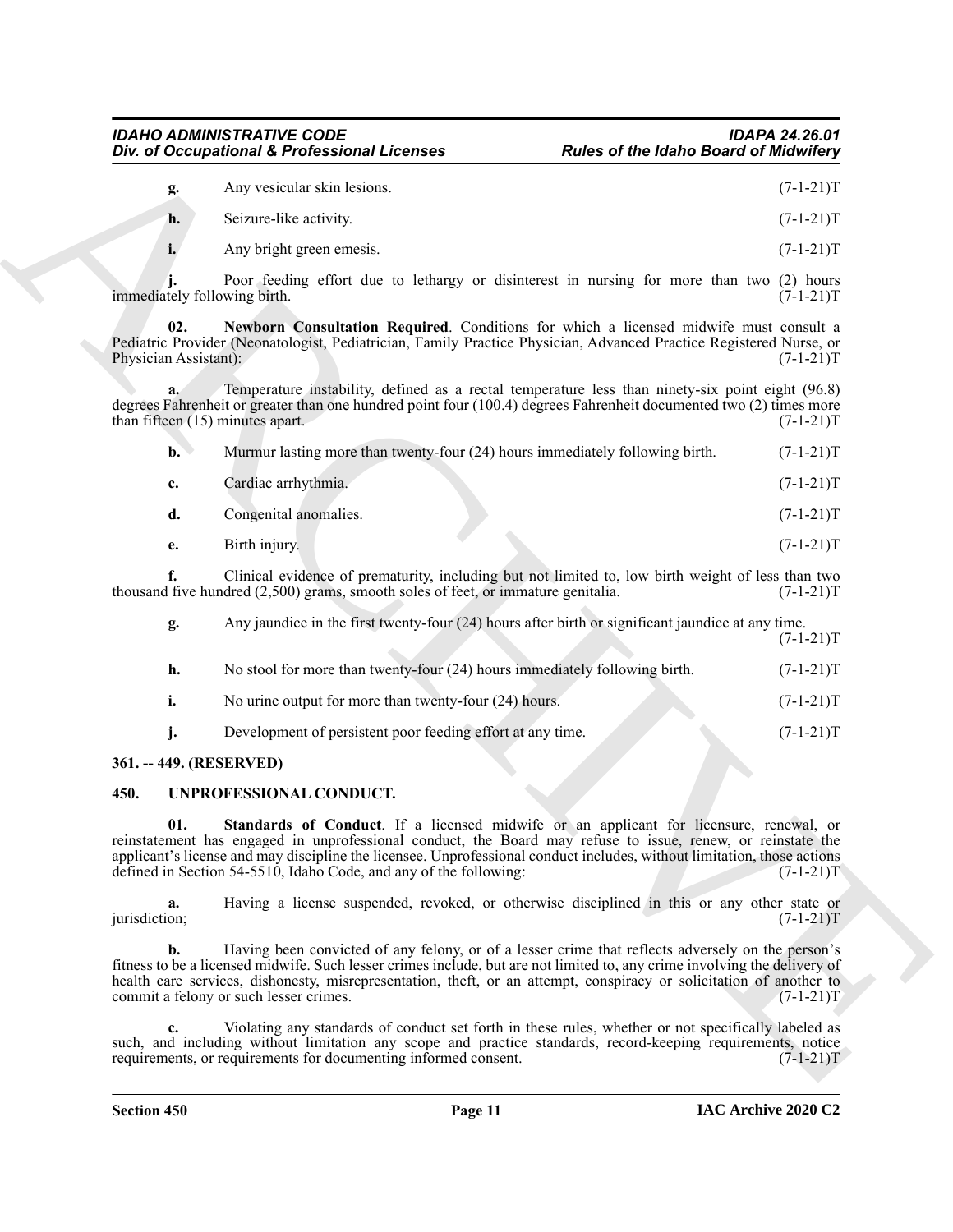**g.** Any vesicular skin lesions. (7-1-21)T

**h.** Seizure-like activity. (7-1-21)T

**i.** Any bright green emesis. (7-1-21)T

**j.** Poor feeding effort due to lethargy or disinterest in nursing for more than two (2) hours immediately following birth. (7-1-21)T

**02. Newborn Consultation Required**. Conditions for which a licensed midwife must consult a Pediatric Provider (Neonatologist, Pediatrician, Family Practice Physician, Advanced Practice Registered Nurse, or Physician Assistant): (7-1-21)T

**a.** Temperature instability, defined as a rectal temperature less than ninety-six point eight (96.8) degrees Fahrenheit or greater than one hundred point four (100.4) degrees Fahrenheit documented two (2) times more than fifteen (15) minutes apart. (7-1-21)T

**b.** Murmur lasting more than twenty-four (24) hours immediately following birth. (7-1-21)T

**c.** Cardiac arrhythmia. (7-1-21)T

**d.** Congenital anomalies. (7-1-21)T

**e.** Birth injury. (7-1-21)T

**f.** Clinical evidence of prematurity, including but not limited to, low birth weight of less than two thousand five hundred (2,500) grams, smooth soles of feet, or immature genitalia. (7-1-21)T

**g.** Any jaundice in the first twenty-four (24) hours after birth or significant jaundice at any time. (7-1-21)T

**h.** No stool for more than twenty-four (24) hours immediately following birth. (7-1-21)T

**i.** No urine output for more than twenty-four (24) hours. (7-1-21)T

**j.** Development of persistent poor feeding effort at any time. (7-1-21)T

## 361. -- 449. (RESERVED)

## 450. UNPROFESSIONAL CONDUCT.

**01. Standards of Conduct**. If a licensed midwife or an applicant for licensure, renewal, or reinstatement has engaged in unprofessional conduct, the Board may refuse to issue, renew, or reinstate the applicant's license and may discipline the licensee. Unprofessional conduct includes, without limitation, those actions defined in Section 54-5510, Idaho Code, and any of the following: (7-1-21)T

**a.** Having a license suspended, revoked, or otherwise disciplined in this or any other state or jurisdiction; (7-1-21)T

**b.** Having been convicted of any felony, or of a lesser crime that reflects adversely on the person's fitness to be a licensed midwife. Such lesser crimes include, but are not limited to, any crime involving the delivery of health care services, dishonesty, misrepresentation, theft, or an attempt, conspiracy or solicitation of another to commit a felony or such lesser crimes. (7-1-21)T

**c.** Violating any standards of conduct set forth in these rules, whether or not specifically labeled as such, and including without limitation any scope and practice standards, record-keeping requirements, notice requirements, or requirements for documenting informed consent. (7-1-21)T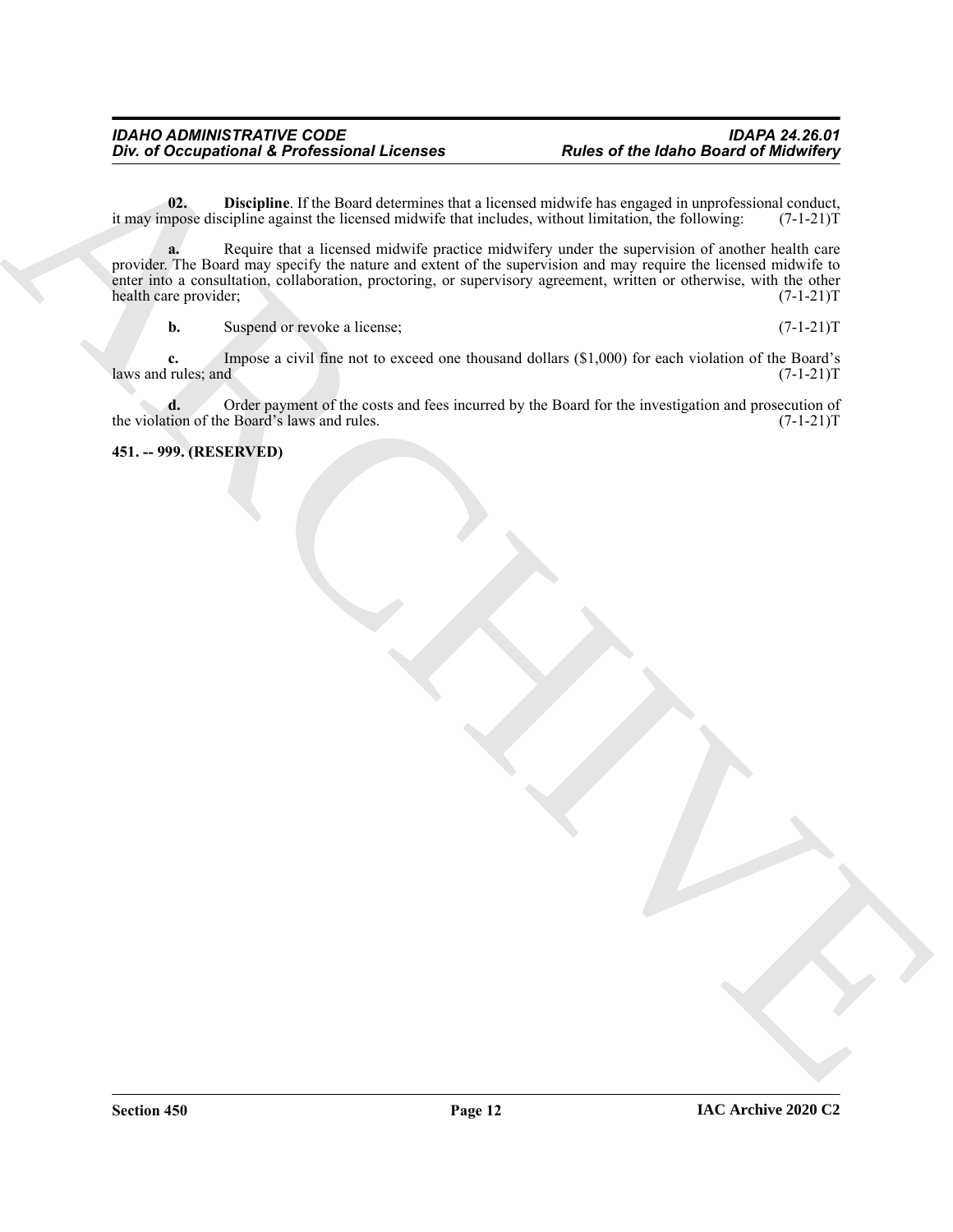**02. Discipline**. If the Board determines that a licensed midwife has engaged in unprofessional conduct, it may impose discipline against the licensed midwife that includes, without limitation, the following: (7-1-21)T

**a.** Require that a licensed midwife practice midwifery under the supervision of another health care provider. The Board may specify the nature and extent of the supervision and may require the licensed midwife to enter into a consultation, collaboration, proctoring, or supervisory agreement, written or otherwise, with the other health care provider; (7-1-21)T

**b.** Suspend or revoke a license; (7-1-21)T

**c.** Impose a civil fine not to exceed one thousand dollars ($1,000) for each violation of the Board's laws and rules; and (7-1-21)T

**d.** Order payment of the costs and fees incurred by the Board for the investigation and prosecution of the violation of the Board's laws and rules. (7-1-21)T

**451. -- 999. (RESERVED)**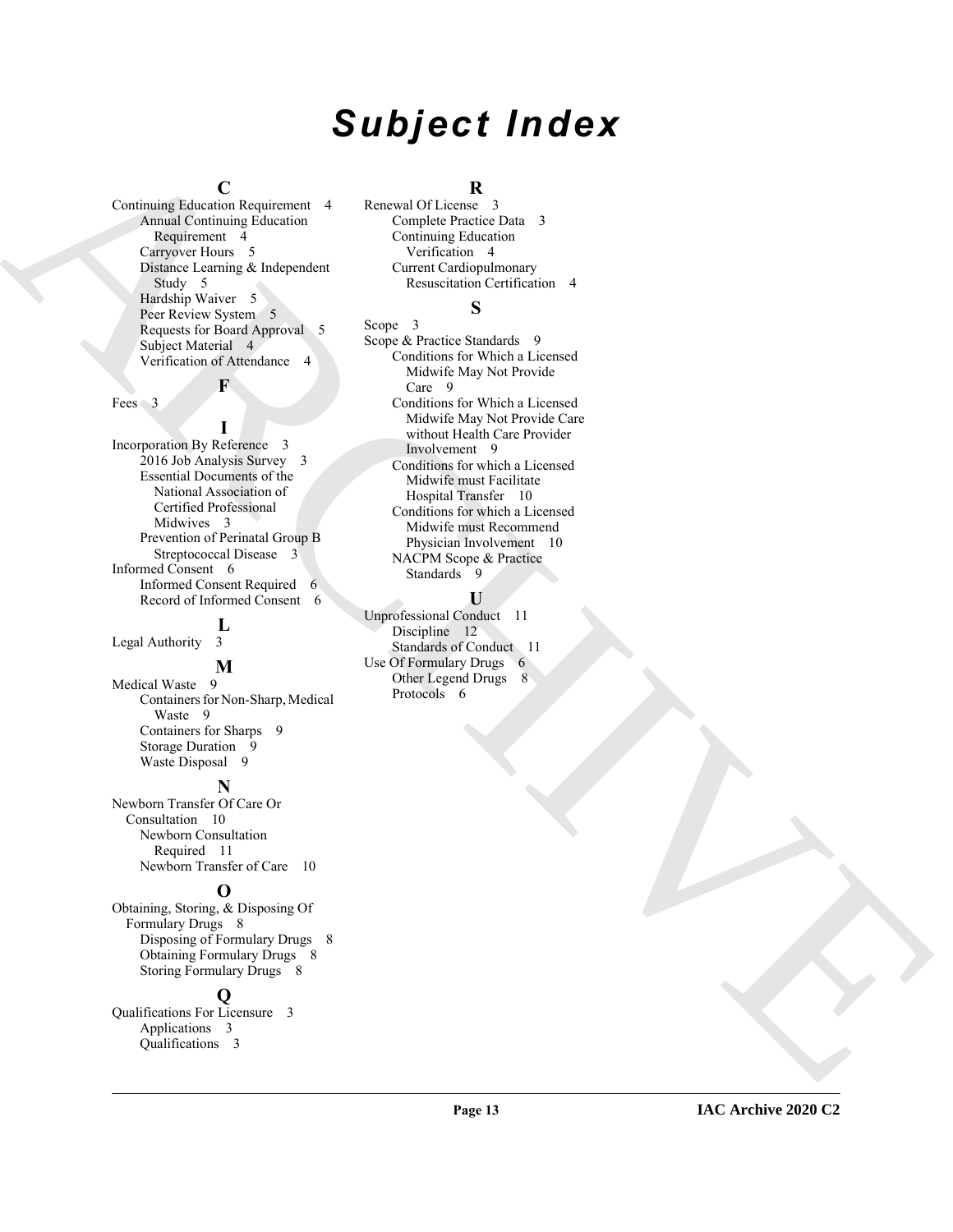# Subject Index

**C**

Continuing Education Requirement 4
- Annual Continuing Education Requirement 4
- Carryover Hours 5
- Distance Learning & Independent Study 5
- Hardship Waiver 5
- Peer Review System 5
- Requests for Board Approval 5
- Subject Material 4
- Verification of Attendance 4

**F**

Fees 3

**I**

Incorporation By Reference 3
- 2016 Job Analysis Survey 3
- Essential Documents of the National Association of Certified Professional Midwives 3
- Prevention of Perinatal Group B Streptococcal Disease 3

Informed Consent 6
- Informed Consent Required 6
- Record of Informed Consent 6

**L**

Legal Authority 3

**M**

Medical Waste 9
- Containers for Non-Sharp, Medical Waste 9
- Containers for Sharps 9
- Storage Duration 9
- Waste Disposal 9

**N**

Newborn Transfer Of Care Or Consultation 10
- Newborn Consultation Required 11
- Newborn Transfer of Care 10

**O**

Obtaining, Storing, & Disposing Of Formulary Drugs 8
- Disposing of Formulary Drugs 8
- Obtaining Formulary Drugs 8
- Storing Formulary Drugs 8

**Q**

Qualifications For Licensure 3
- Applications 3
- Qualifications 3

**R**

Renewal Of License 3
- Complete Practice Data 3
- Continuing Education Verification 4
- Current Cardiopulmonary Resuscitation Certification 4

**S**

Scope 3

Scope & Practice Standards 9
- Conditions for Which a Licensed Midwife May Not Provide Care 9
- Conditions for Which a Licensed Midwife May Not Provide Care without Health Care Provider Involvement 9
- Conditions for which a Licensed Midwife must Facilitate Hospital Transfer 10
- Conditions for which a Licensed Midwife must Recommend Physician Involvement 10
- NACPM Scope & Practice Standards 9

**U**

Unprofessional Conduct 11
- Discipline 12
- Standards of Conduct 11

Use Of Formulary Drugs 6
- Other Legend Drugs 8
- Protocols 6